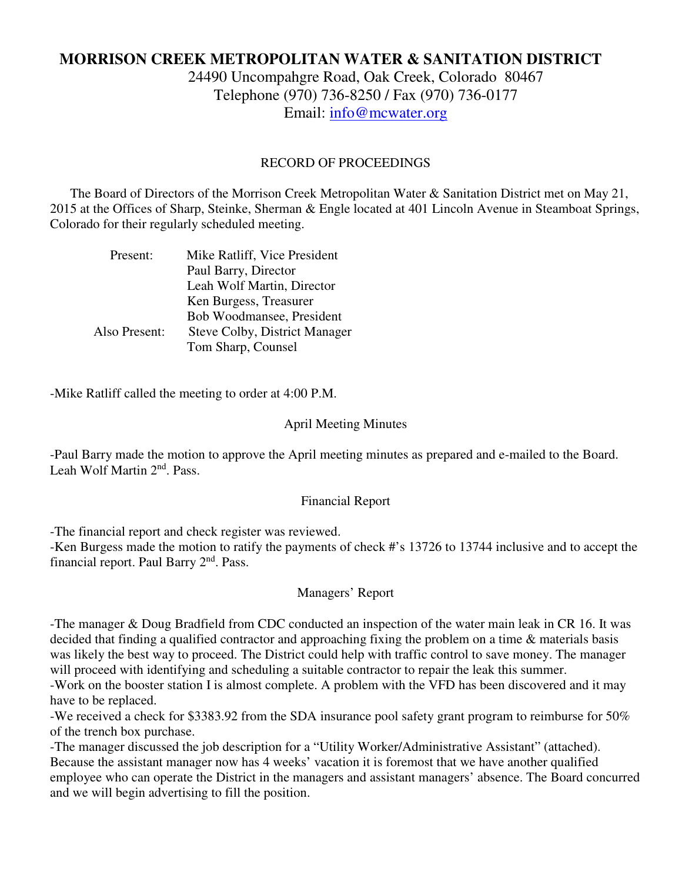# MORRISON CREEK METROPOLITAN WATER & SANITATION DISTRICT

24490 Uncompahgre Road, Oak Creek, Colorado 80467
Telephone (970) 736-8250 / Fax (970) 736-0177
Email: info@mcwater.org

RECORD OF PROCEEDINGS

The Board of Directors of the Morrison Creek Metropolitan Water & Sanitation District met on May 21, 2015 at the Offices of Sharp, Steinke, Sherman & Engle located at 401 Lincoln Avenue in Steamboat Springs, Colorado for their regularly scheduled meeting.

| | |
|---|---|
| Present: | Mike Ratliff, Vice President |
| | Paul Barry, Director |
| | Leah Wolf Martin, Director |
| | Ken Burgess, Treasurer |
| | Bob Woodmansee, President |
| Also Present: | Steve Colby, District Manager |
| | Tom Sharp, Counsel |

-Mike Ratliff called the meeting to order at 4:00 P.M.

April Meeting Minutes

-Paul Barry made the motion to approve the April meeting minutes as prepared and e-mailed to the Board. Leah Wolf Martin 2nd. Pass.

Financial Report

-The financial report and check register was reviewed.
-Ken Burgess made the motion to ratify the payments of check #'s 13726 to 13744 inclusive and to accept the financial report. Paul Barry 2nd. Pass.

Managers' Report

-The manager & Doug Bradfield from CDC conducted an inspection of the water main leak in CR 16. It was decided that finding a qualified contractor and approaching fixing the problem on a time & materials basis was likely the best way to proceed. The District could help with traffic control to save money. The manager will proceed with identifying and scheduling a suitable contractor to repair the leak this summer.
-Work on the booster station I is almost complete. A problem with the VFD has been discovered and it may have to be replaced.
-We received a check for $3383.92 from the SDA insurance pool safety grant program to reimburse for 50% of the trench box purchase.
-The manager discussed the job description for a "Utility Worker/Administrative Assistant" (attached). Because the assistant manager now has 4 weeks' vacation it is foremost that we have another qualified employee who can operate the District in the managers and assistant managers' absence. The Board concurred and we will begin advertising to fill the position.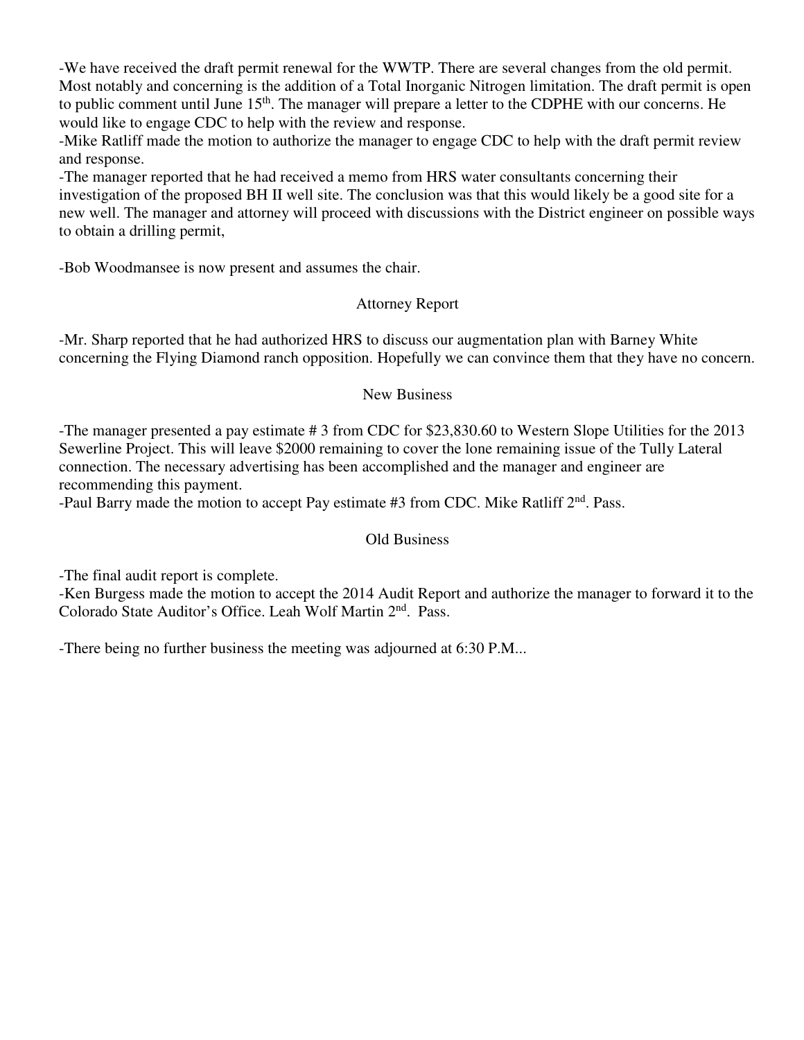-We have received the draft permit renewal for the WWTP. There are several changes from the old permit. Most notably and concerning is the addition of a Total Inorganic Nitrogen limitation. The draft permit is open to public comment until June 15th. The manager will prepare a letter to the CDPHE with our concerns. He would like to engage CDC to help with the review and response.
-Mike Ratliff made the motion to authorize the manager to engage CDC to help with the draft permit review and response.
-The manager reported that he had received a memo from HRS water consultants concerning their investigation of the proposed BH II well site. The conclusion was that this would likely be a good site for a new well. The manager and attorney will proceed with discussions with the District engineer on possible ways to obtain a drilling permit,

-Bob Woodmansee is now present and assumes the chair.

## Attorney Report

-Mr. Sharp reported that he had authorized HRS to discuss our augmentation plan with Barney White concerning the Flying Diamond ranch opposition. Hopefully we can convince them that they have no concern.

## New Business

-The manager presented a pay estimate # 3 from CDC for $23,830.60 to Western Slope Utilities for the 2013 Sewerline Project. This will leave $2000 remaining to cover the lone remaining issue of the Tully Lateral connection. The necessary advertising has been accomplished and the manager and engineer are recommending this payment.
-Paul Barry made the motion to accept Pay estimate #3 from CDC. Mike Ratliff 2nd. Pass.

## Old Business

-The final audit report is complete.
-Ken Burgess made the motion to accept the 2014 Audit Report and authorize the manager to forward it to the Colorado State Auditor's Office. Leah Wolf Martin 2nd. Pass.

-There being no further business the meeting was adjourned at 6:30 P.M...